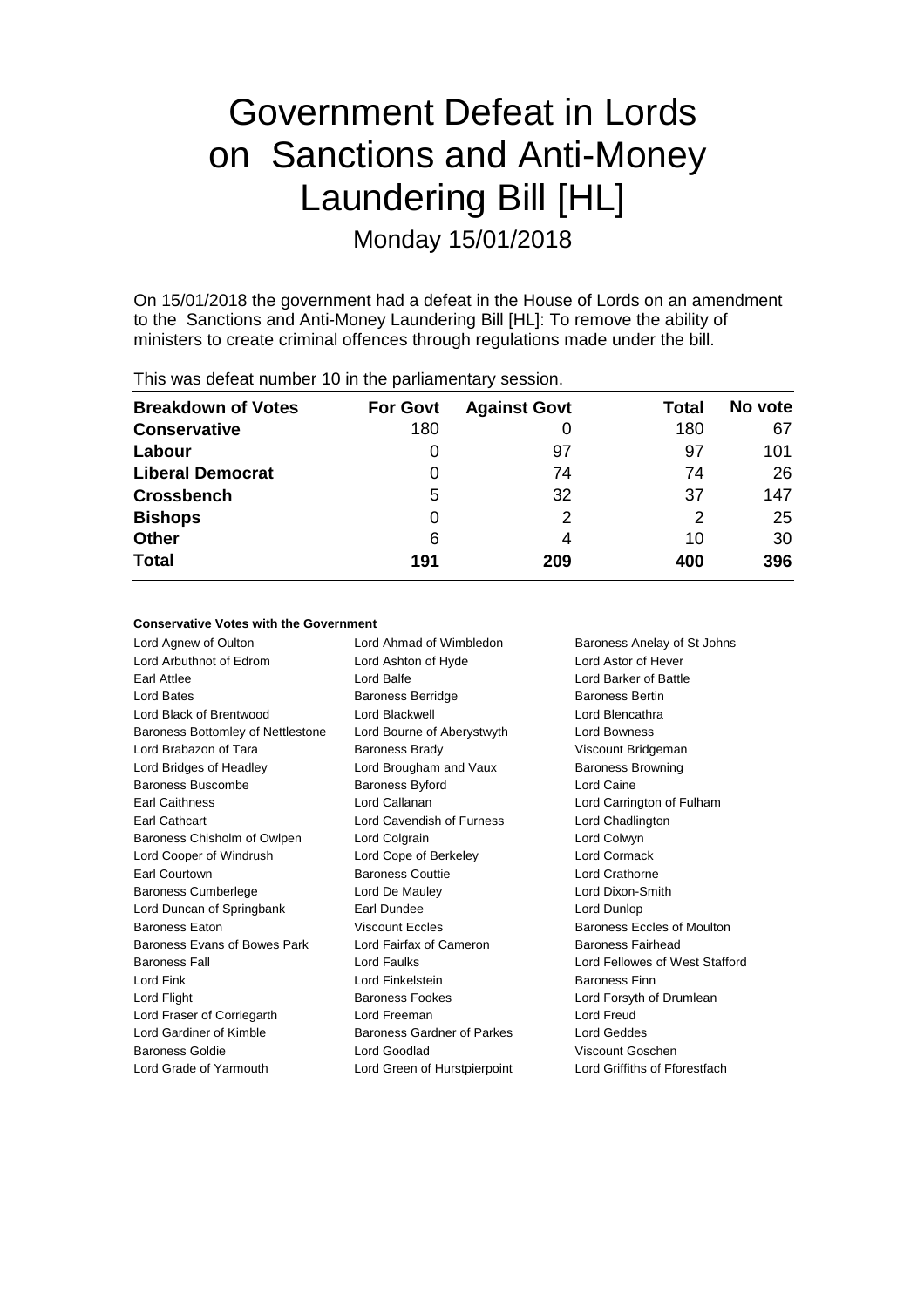# Government Defeat in Lords on Sanctions and Anti-Money Laundering Bill [HL]

Monday 15/01/2018

On 15/01/2018 the government had a defeat in the House of Lords on an amendment to the Sanctions and Anti-Money Laundering Bill [HL]: To remove the ability of ministers to create criminal offences through regulations made under the bill.

This was defeat number 10 in the parliamentary session.

| Breakdown of Votes | For Govt | Against Govt | Total | No vote |
|---|---|---|---|---|
| **Conservative** | 180 | 0 | 180 | 67 |
| **Labour** | 0 | 97 | 97 | 101 |
| **Liberal Democrat** | 0 | 74 | 74 | 26 |
| **Crossbench** | 5 | 32 | 37 | 147 |
| **Bishops** | 0 | 2 | 2 | 25 |
| **Other** | 6 | 4 | 10 | 30 |
| **Total** | **191** | **209** | **400** | **396** |

**Conservative Votes with the Government**

| | | |
|---|---|---|
| Lord Agnew of Oulton | Lord Ahmad of Wimbledon | Baroness Anelay of St Johns |
| Lord Arbuthnot of Edrom | Lord Ashton of Hyde | Lord Astor of Hever |
| Earl Attlee | Lord Balfe | Lord Barker of Battle |
| Lord Bates | Baroness Berridge | Baroness Bertin |
| Lord Black of Brentwood | Lord Blackwell | Lord Blencathra |
| Baroness Bottomley of Nettlestone | Lord Bourne of Aberystwyth | Lord Bowness |
| Lord Brabazon of Tara | Baroness Brady | Viscount Bridgeman |
| Lord Bridges of Headley | Lord Brougham and Vaux | Baroness Browning |
| Baroness Buscombe | Baroness Byford | Lord Caine |
| Earl Caithness | Lord Callanan | Lord Carrington of Fulham |
| Earl Cathcart | Lord Cavendish of Furness | Lord Chadlington |
| Baroness Chisholm of Owlpen | Lord Colgrain | Lord Colwyn |
| Lord Cooper of Windrush | Lord Cope of Berkeley | Lord Cormack |
| Earl Courtown | Baroness Couttie | Lord Crathorne |
| Baroness Cumberlege | Lord De Mauley | Lord Dixon-Smith |
| Lord Duncan of Springbank | Earl Dundee | Lord Dunlop |
| Baroness Eaton | Viscount Eccles | Baroness Eccles of Moulton |
| Baroness Evans of Bowes Park | Lord Fairfax of Cameron | Baroness Fairhead |
| Baroness Fall | Lord Faulks | Lord Fellowes of West Stafford |
| Lord Fink | Lord Finkelstein | Baroness Finn |
| Lord Flight | Baroness Fookes | Lord Forsyth of Drumlean |
| Lord Fraser of Corriegarth | Lord Freeman | Lord Freud |
| Lord Gardiner of Kimble | Baroness Gardner of Parkes | Lord Geddes |
| Baroness Goldie | Lord Goodlad | Viscount Goschen |
| Lord Grade of Yarmouth | Lord Green of Hurstpierpoint | Lord Griffiths of Fforestfach |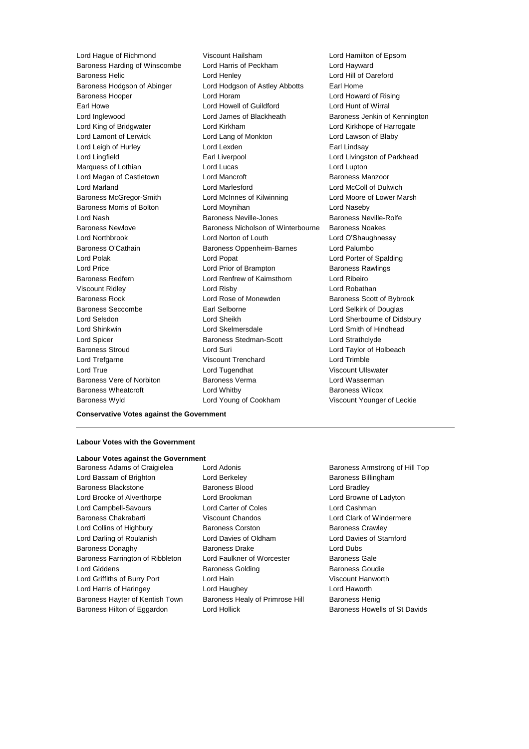Lord Hague of Richmond
Viscount Hailsham
Lord Hamilton of Epsom
Baroness Harding of Winscombe
Lord Harris of Peckham
Lord Hayward
Baroness Helic
Lord Henley
Lord Hill of Oareford
Baroness Hodgson of Abinger
Lord Hodgson of Astley Abbotts
Earl Home
Baroness Hooper
Lord Horam
Lord Howard of Rising
Earl Howe
Lord Howell of Guildford
Lord Hunt of Wirral
Lord Inglewood
Lord James of Blackheath
Baroness Jenkin of Kennington
Lord King of Bridgwater
Lord Kirkham
Lord Kirkhope of Harrogate
Lord Lamont of Lerwick
Lord Lang of Monkton
Lord Lawson of Blaby
Lord Leigh of Hurley
Lord Lexden
Earl Lindsay
Lord Lingfield
Earl Liverpool
Lord Livingston of Parkhead
Marquess of Lothian
Lord Lucas
Lord Lupton
Lord Magan of Castletown
Lord Mancroft
Baroness Manzoor
Lord Marland
Lord Marlesford
Lord McColl of Dulwich
Baroness McGregor-Smith
Lord McInnes of Kilwinning
Lord Moore of Lower Marsh
Baroness Morris of Bolton
Lord Moynihan
Lord Naseby
Lord Nash
Baroness Neville-Jones
Baroness Neville-Rolfe
Baroness Newlove
Baroness Nicholson of Winterbourne
Baroness Noakes
Lord Northbrook
Lord Norton of Louth
Lord O'Shaughnessy
Baroness O'Cathain
Baroness Oppenheim-Barnes
Lord Palumbo
Lord Polak
Lord Popat
Lord Porter of Spalding
Lord Price
Lord Prior of Brampton
Baroness Rawlings
Baroness Redfern
Lord Renfrew of Kaimsthorn
Lord Ribeiro
Viscount Ridley
Lord Risby
Lord Robathan
Baroness Rock
Lord Rose of Monewden
Baroness Scott of Bybrook
Baroness Seccombe
Earl Selborne
Lord Selkirk of Douglas
Lord Selsdon
Lord Sheikh
Lord Sherbourne of Didsbury
Lord Shinkwin
Lord Skelmersdale
Lord Smith of Hindhead
Lord Spicer
Baroness Stedman-Scott
Lord Strathclyde
Baroness Stroud
Lord Suri
Lord Taylor of Holbeach
Lord Trefgarne
Viscount Trenchard
Lord Trimble
Lord True
Lord Tugendhat
Viscount Ullswater
Baroness Vere of Norbiton
Baroness Verma
Lord Wasserman
Baroness Wheatcroft
Lord Whitby
Baroness Wilcox
Baroness Wyld
Lord Young of Cookham
Viscount Younger of Leckie

**Conservative Votes against the Government**

---

**Labour Votes with the Government**

**Labour Votes against the Government**

Baroness Adams of Craigielea
Lord Adonis
Baroness Armstrong of Hill Top
Lord Bassam of Brighton
Lord Berkeley
Baroness Billingham
Baroness Blackstone
Baroness Blood
Lord Bradley
Lord Brooke of Alverthorpe
Lord Brookman
Lord Browne of Ladyton
Lord Campbell-Savours
Lord Carter of Coles
Lord Cashman
Baroness Chakrabarti
Viscount Chandos
Lord Clark of Windermere
Lord Collins of Highbury
Baroness Corston
Baroness Crawley
Lord Darling of Roulanish
Lord Davies of Oldham
Lord Davies of Stamford
Baroness Donaghy
Baroness Drake
Lord Dubs
Baroness Farrington of Ribbleton
Lord Faulkner of Worcester
Baroness Gale
Lord Giddens
Baroness Golding
Baroness Goudie
Lord Griffiths of Burry Port
Lord Hain
Viscount Hanworth
Lord Harris of Haringey
Lord Haughey
Lord Haworth
Baroness Hayter of Kentish Town
Baroness Healy of Primrose Hill
Baroness Henig
Baroness Hilton of Eggardon
Lord Hollick
Baroness Howells of St Davids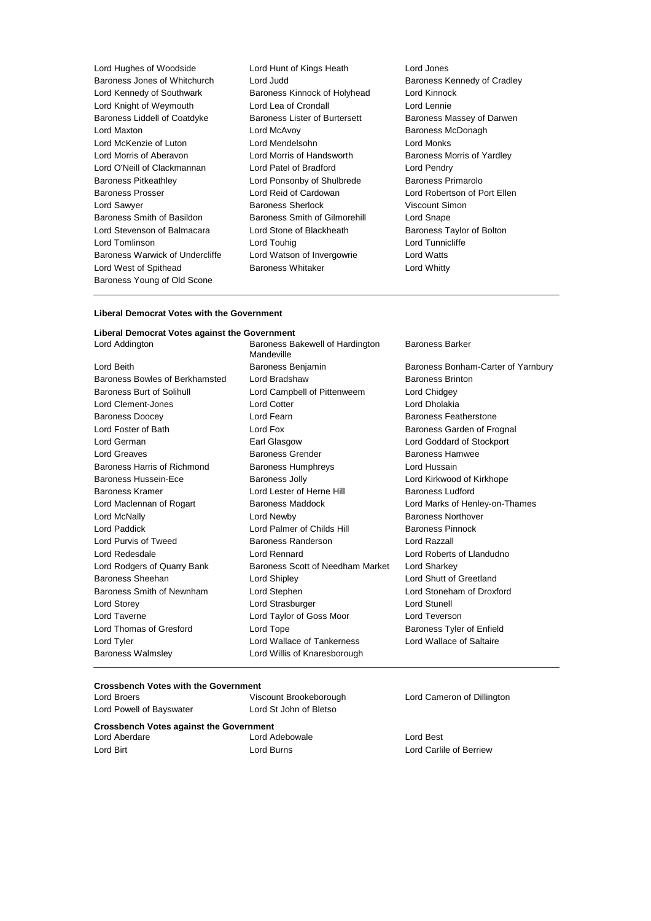Lord Hughes of Woodside
Lord Hunt of Kings Heath
Lord Jones
Baroness Jones of Whitchurch
Lord Judd
Baroness Kennedy of Cradley
Lord Kennedy of Southwark
Baroness Kinnock of Holyhead
Lord Kinnock
Lord Knight of Weymouth
Lord Lea of Crondall
Lord Lennie
Baroness Liddell of Coatdyke
Baroness Lister of Burtersett
Baroness Massey of Darwen
Lord Maxton
Lord McAvoy
Baroness McDonagh
Lord McKenzie of Luton
Lord Mendelsohn
Lord Monks
Lord Morris of Aberavon
Lord Morris of Handsworth
Baroness Morris of Yardley
Lord O'Neill of Clackmannan
Lord Patel of Bradford
Lord Pendry
Baroness Pitkeathley
Lord Ponsonby of Shulbrede
Baroness Primarolo
Baroness Prosser
Lord Reid of Cardowan
Lord Robertson of Port Ellen
Lord Sawyer
Baroness Sherlock
Viscount Simon
Baroness Smith of Basildon
Baroness Smith of Gilmorehill
Lord Snape
Lord Stevenson of Balmacara
Lord Stone of Blackheath
Baroness Taylor of Bolton
Lord Tomlinson
Lord Touhig
Lord Tunnicliffe
Baroness Warwick of Undercliffe
Lord Watson of Invergowrie
Lord Watts
Lord West of Spithead
Baroness Whitaker
Lord Whitty
Baroness Young of Old Scone

---

**Liberal Democrat Votes with the Government**

---

**Liberal Democrat Votes against the Government**

Lord Addington
Baroness Bakewell of Hardington Mandeville
Baroness Barker
Lord Beith
Baroness Benjamin
Baroness Bonham-Carter of Yarnbury
Baroness Bowles of Berkhamsted
Lord Bradshaw
Baroness Brinton
Baroness Burt of Solihull
Lord Campbell of Pittenweem
Lord Chidgey
Lord Clement-Jones
Lord Cotter
Lord Dholakia
Baroness Doocey
Lord Fearn
Baroness Featherstone
Lord Foster of Bath
Lord Fox
Baroness Garden of Frognal
Lord German
Earl Glasgow
Lord Goddard of Stockport
Lord Greaves
Baroness Grender
Baroness Hamwee
Baroness Harris of Richmond
Baroness Humphreys
Lord Hussain
Baroness Hussein-Ece
Baroness Jolly
Lord Kirkwood of Kirkhope
Baroness Kramer
Lord Lester of Herne Hill
Baroness Ludford
Lord Maclennan of Rogart
Baroness Maddock
Lord Marks of Henley-on-Thames
Lord McNally
Lord Newby
Baroness Northover
Lord Paddick
Lord Palmer of Childs Hill
Baroness Pinnock
Lord Purvis of Tweed
Baroness Randerson
Lord Razzall
Lord Redesdale
Lord Rennard
Lord Roberts of Llandudno
Lord Rodgers of Quarry Bank
Baroness Scott of Needham Market
Lord Sharkey
Baroness Sheehan
Lord Shipley
Lord Shutt of Greetland
Baroness Smith of Newnham
Lord Stephen
Lord Stoneham of Droxford
Lord Storey
Lord Strasburger
Lord Stunell
Lord Taverne
Lord Taylor of Goss Moor
Lord Teverson
Lord Thomas of Gresford
Lord Tope
Baroness Tyler of Enfield
Lord Tyler
Lord Wallace of Tankerness
Lord Wallace of Saltaire
Baroness Walmsley
Lord Willis of Knaresborough

---

**Crossbench Votes with the Government**

Lord Broers
Viscount Brookeborough
Lord Cameron of Dillington
Lord Powell of Bayswater
Lord St John of Bletso

**Crossbench Votes against the Government**

Lord Aberdare
Lord Adebowale
Lord Best
Lord Birt
Lord Burns
Lord Carlile of Berriew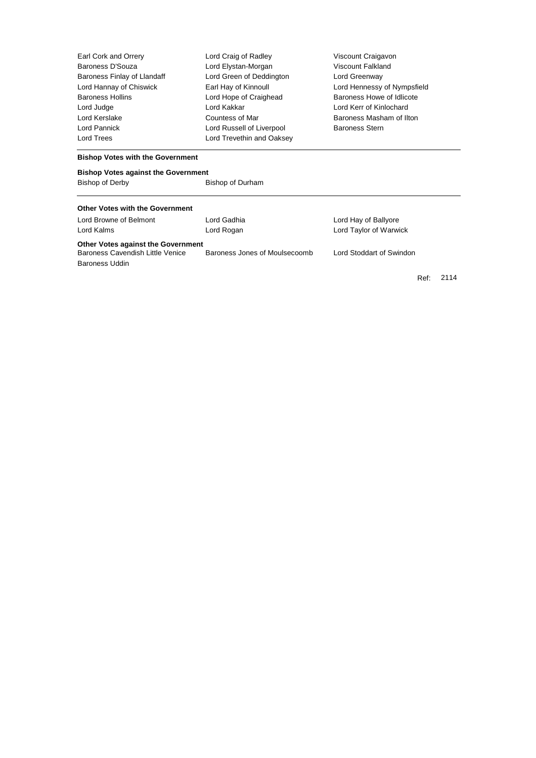Earl Cork and Orrery
Lord Craig of Radley
Viscount Craigavon
Baroness D'Souza
Lord Elystan-Morgan
Viscount Falkland
Baroness Finlay of Llandaff
Lord Green of Deddington
Lord Greenway
Lord Hannay of Chiswick
Earl Hay of Kinnoull
Lord Hennessy of Nympsfield
Baroness Hollins
Lord Hope of Craighead
Baroness Howe of Idlicote
Lord Judge
Lord Kakkar
Lord Kerr of Kinlochard
Lord Kerslake
Countess of Mar
Baroness Masham of Ilton
Lord Pannick
Lord Russell of Liverpool
Baroness Stern
Lord Trees
Lord Trevethin and Oaksey

**Bishop Votes with the Government**

**Bishop Votes against the Government**

Bishop of Derby
Bishop of Durham

**Other Votes with the Government**

Lord Browne of Belmont
Lord Gadhia
Lord Hay of Ballyore
Lord Kalms
Lord Rogan
Lord Taylor of Warwick

**Other Votes against the Government**

Baroness Cavendish Little Venice
Baroness Jones of Moulsecoomb
Lord Stoddart of Swindon
Baroness Uddin

Ref: 2114